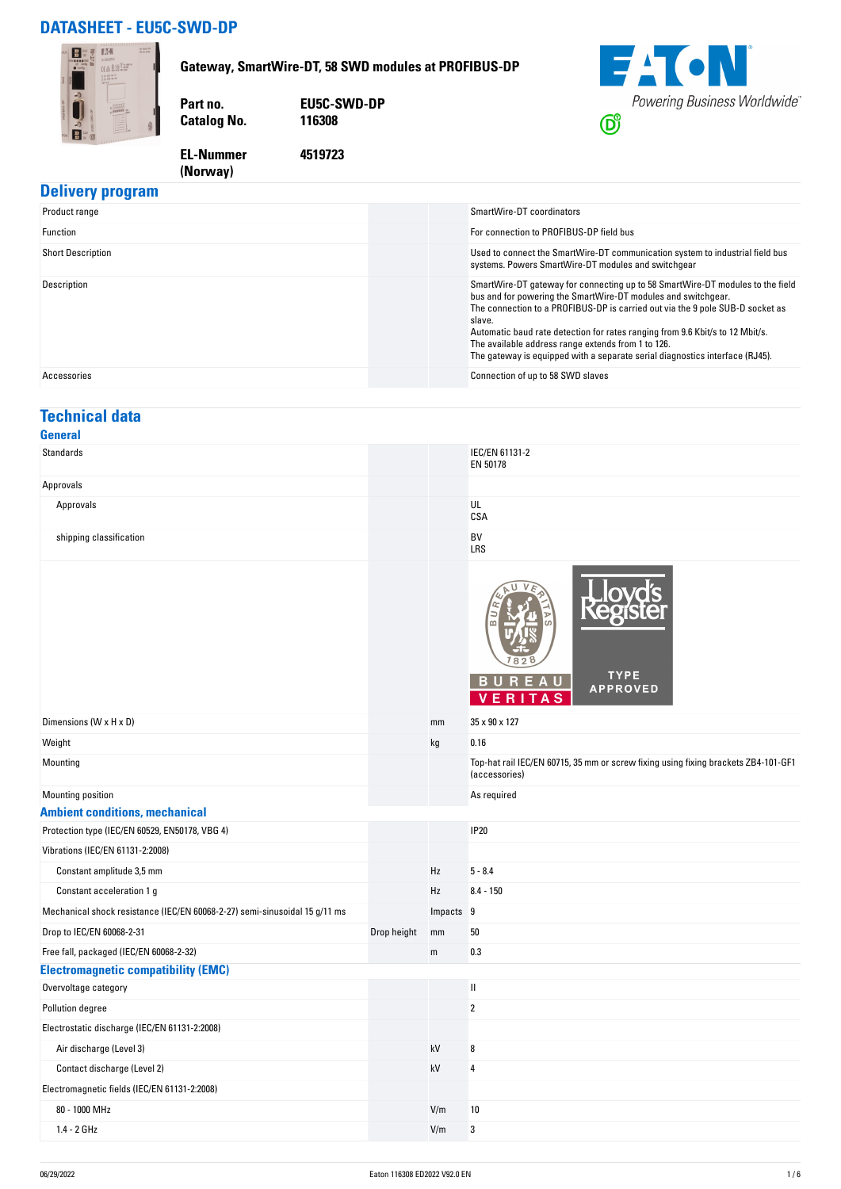# DATASHEET - EU5C-SWD-DP

**Gateway, SmartWire-DT, 58 SWD modules at PROFIBUS-DP**

| | |
|---|---|
| **Part no.** | **EU5C-SWD-DP** |
| **Catalog No.** | **116308** |
| **EL-Nummer (Norway)** | **4519723** |

## Delivery program

| | | | |
|---|---|---|---|
| Product range | | | SmartWire-DT coordinators |
| Function | | | For connection to PROFIBUS-DP field bus |
| Short Description | | | Used to connect the SmartWire-DT communication system to industrial field bus systems. Powers SmartWire-DT modules and switchgear |
| Description | | | SmartWire-DT gateway for connecting up to 58 SmartWire-DT modules to the field bus and for powering the SmartWire-DT modules and switchgear.<br>The connection to a PROFIBUS-DP is carried out via the 9 pole SUB-D socket as slave.<br>Automatic baud rate detection for rates ranging from 9.6 Kbit/s to 12 Mbit/s.<br>The available address range extends from 1 to 126.<br>The gateway is equipped with a separate serial diagnostics interface (RJ45). |
| Accessories | | | Connection of up to 58 SWD slaves |

## Technical data

### General

| | | | |
|---|---|---|---|
| Standards | | | IEC/EN 61131-2<br>EN 50178 |
| Approvals | | | |
| Approvals | | | UL<br>CSA |
| shipping classification | | | BV<br>LRS |
| Dimensions (W x H x D) | | mm | 35 x 90 x 127 |
| Weight | | kg | 0.16 |
| Mounting | | | Top-hat rail IEC/EN 60715, 35 mm or screw fixing using fixing brackets ZB4-101-GF1 (accessories) |
| Mounting position | | | As required |

### Ambient conditions, mechanical

| | | | |
|---|---|---|---|
| Protection type (IEC/EN 60529, EN50178, VBG 4) | | | IP20 |
| Vibrations (IEC/EN 61131-2:2008) | | | |
| Constant amplitude 3,5 mm | | Hz | 5 - 8.4 |
| Constant acceleration 1 g | | Hz | 8.4 - 150 |
| Mechanical shock resistance (IEC/EN 60068-2-27) semi-sinusoidal 15 g/11 ms | | Impacts | 9 |
| Drop to IEC/EN 60068-2-31 | Drop height | mm | 50 |
| Free fall, packaged (IEC/EN 60068-2-32) | | m | 0.3 |

### Electromagnetic compatibility (EMC)

| | | | |
|---|---|---|---|
| Overvoltage category | | | II |
| Pollution degree | | | 2 |
| Electrostatic discharge (IEC/EN 61131-2:2008) | | | |
| Air discharge (Level 3) | | kV | 8 |
| Contact discharge (Level 2) | | kV | 4 |
| Electromagnetic fields (IEC/EN 61131-2:2008) | | | |
| 80 - 1000 MHz | | V/m | 10 |
| 1.4 - 2 GHz | | V/m | 3 |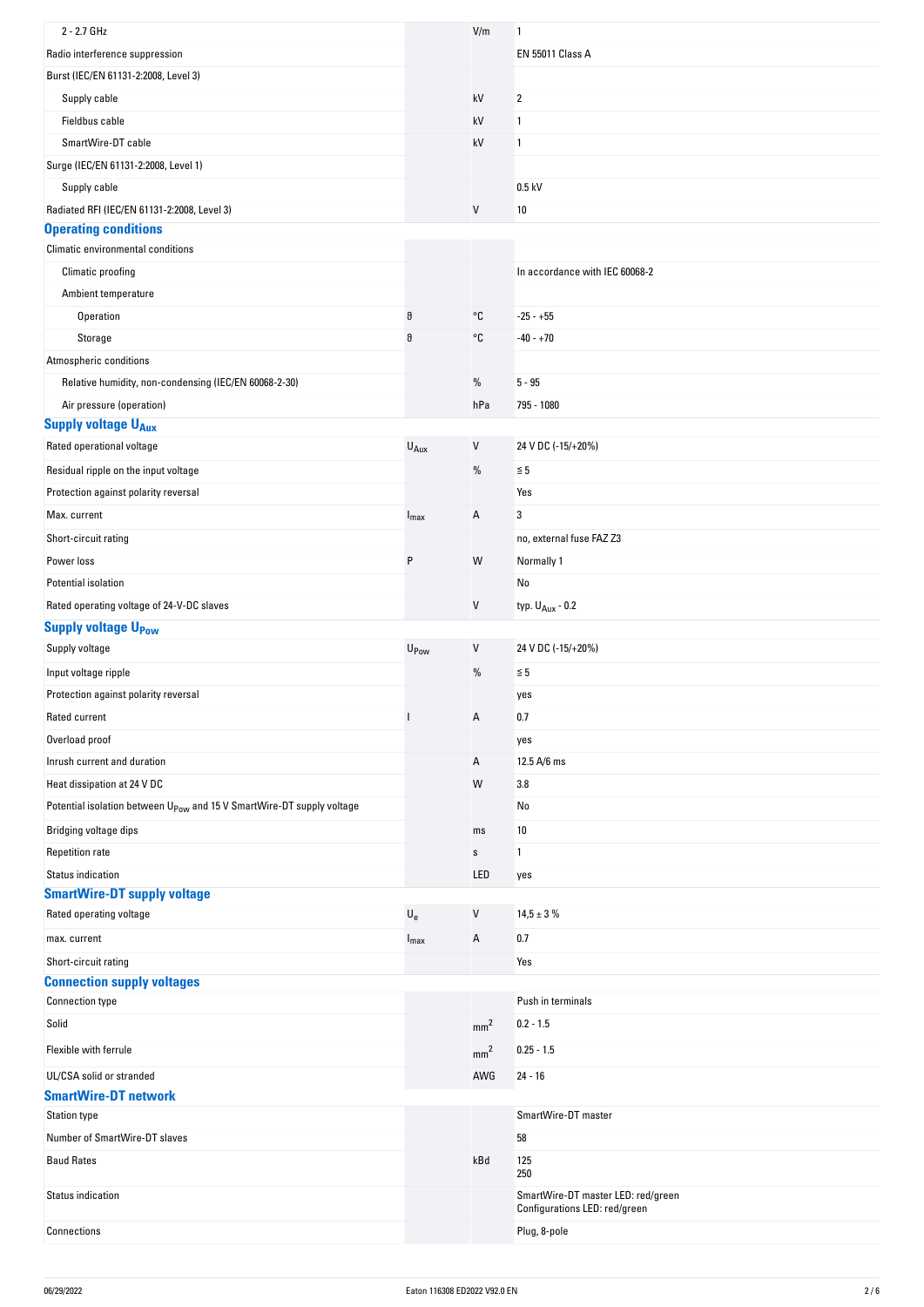| | | | |
|---|---|---|---|
| 2 - 2.7 GHz | | V/m | 1 |
| Radio interference suppression | | | EN 55011 Class A |
| Burst (IEC/EN 61131-2:2008, Level 3) | | | |
| Supply cable | | kV | 2 |
| Fieldbus cable | | kV | 1 |
| SmartWire-DT cable | | kV | 1 |
| Surge (IEC/EN 61131-2:2008, Level 1) | | | |
| Supply cable | | | 0.5 kV |
| Radiated RFI (IEC/EN 61131-2:2008, Level 3) | | V | 10 |

## Operating conditions

| | | | |
|---|---|---|---|
| Climatic environmental conditions | | | |
| Climatic proofing | | | In accordance with IEC 60068-2 |
| Ambient temperature | | | |
| Operation | ϑ | °C | -25 - +55 |
| Storage | ϑ | °C | -40 - +70 |
| Atmospheric conditions | | | |
| Relative humidity, non-condensing (IEC/EN 60068-2-30) | | % | 5 - 95 |
| Air pressure (operation) | | hPa | 795 - 1080 |

## Supply voltage $U_{Aux}$

| | | | |
|---|---|---|---|
| Rated operational voltage | $U_{Aux}$ | V | 24 V DC (-15/+20%) |
| Residual ripple on the input voltage | | % | ≦ 5 |
| Protection against polarity reversal | | | Yes |
| Max. current | $I_{max}$ | A | 3 |
| Short-circuit rating | | | no, external fuse FAZ Z3 |
| Power loss | P | W | Normally 1 |
| Potential isolation | | | No |
| Rated operating voltage of 24-V-DC slaves | | V | typ. $U_{Aux}$ - 0.2 |

## Supply voltage $U_{Pow}$

| | | | |
|---|---|---|---|
| Supply voltage | $U_{Pow}$ | V | 24 V DC (-15/+20%) |
| Input voltage ripple | | % | ≦ 5 |
| Protection against polarity reversal | | | yes |
| Rated current | I | A | 0.7 |
| Overload proof | | | yes |
| Inrush current and duration | | A | 12.5 A/6 ms |
| Heat dissipation at 24 V DC | | W | 3.8 |
| Potential isolation between $U_{Pow}$ and 15 V SmartWire-DT supply voltage | | | No |
| Bridging voltage dips | | ms | 10 |
| Repetition rate | | s | 1 |
| Status indication | | LED | yes |

## SmartWire-DT supply voltage

| | | | |
|---|---|---|---|
| Rated operating voltage | $U_e$ | V | 14,5 ± 3 % |
| max. current | $I_{max}$ | A | 0.7 |
| Short-circuit rating | | | Yes |

## Connection supply voltages

| | | | |
|---|---|---|---|
| Connection type | | | Push in terminals |
| Solid | | $mm^2$ | 0.2 - 1.5 |
| Flexible with ferrule | | $mm^2$ | 0.25 - 1.5 |
| UL/CSA solid or stranded | | AWG | 24 - 16 |

## SmartWire-DT network

| | | | |
|---|---|---|---|
| Station type | | | SmartWire-DT master |
| Number of SmartWire-DT slaves | | | 58 |
| Baud Rates | | kBd | 125<br>250 |
| Status indication | | | SmartWire-DT master LED: red/green<br>Configurations LED: red/green |
| Connections | | | Plug, 8-pole |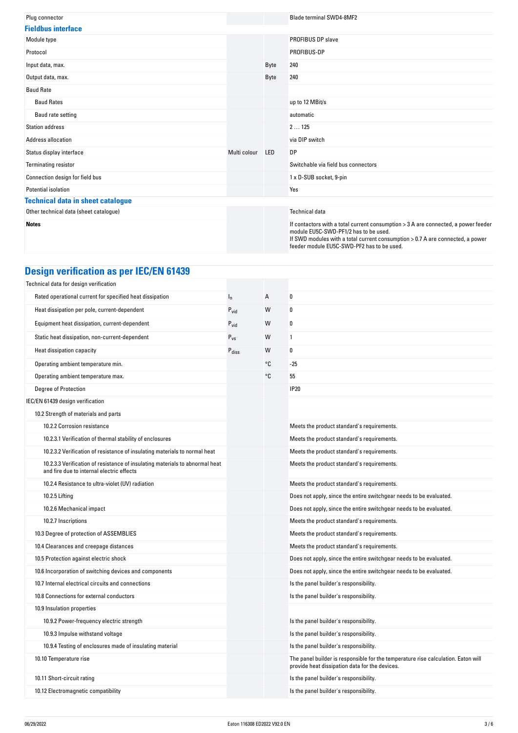| | | | |
|---|---|---|---|
| Plug connector | | | Blade terminal SWD4-8MF2 |

## Fieldbus interface

| | | | |
|---|---|---|---|
| Module type | | | PROFIBUS DP slave |
| Protocol | | | PROFIBUS-DP |
| Input data, max. | | Byte | 240 |
| Output data, max. | | Byte | 240 |
| Baud Rate | | | |
| Baud Rates | | | up to 12 MBit/s |
| Baud rate setting | | | automatic |
| Station address | | | 2 … 125 |
| Address allocation | | | via DIP switch |
| Status display interface | Multi colour | LED | DP |
| Terminating resistor | | | Switchable via field bus connectors |
| Connection design for field bus | | | 1 x D-SUB socket, 9-pin |
| Potential isolation | | | Yes |

## Technical data in sheet catalogue

| | | | |
|---|---|---|---|
| Other technical data (sheet catalogue) | | | Technical data |
| **Notes** | | | If contactors with a total current consumption > 3 A are connected, a power feeder module EU5C-SWD-PF1/2 has to be used.<br>If SWD modules with a total current consumption > 0.7 A are connected, a power feeder module EU5C-SWD-PF2 has to be used. |

# Design verification as per IEC/EN 61439

| | | | |
|---|---|---|---|
| Technical data for design verification | | | |
| Rated operational current for specified heat dissipation | $I_n$ | A | 0 |
| Heat dissipation per pole, current-dependent | $P_{vid}$ | W | 0 |
| Equipment heat dissipation, current-dependent | $P_{vid}$ | W | 0 |
| Static heat dissipation, non-current-dependent | $P_{vs}$ | W | 1 |
| Heat dissipation capacity | $P_{diss}$ | W | 0 |
| Operating ambient temperature min. | | °C | -25 |
| Operating ambient temperature max. | | °C | 55 |
| Degree of Protection | | | IP20 |
| IEC/EN 61439 design verification | | | |
| 10.2 Strength of materials and parts | | | |
| 10.2.2 Corrosion resistance | | | Meets the product standard's requirements. |
| 10.2.3.1 Verification of thermal stability of enclosures | | | Meets the product standard's requirements. |
| 10.2.3.2 Verification of resistance of insulating materials to normal heat | | | Meets the product standard's requirements. |
| 10.2.3.3 Verification of resistance of insulating materials to abnormal heat and fire due to internal electric effects | | | Meets the product standard's requirements. |
| 10.2.4 Resistance to ultra-violet (UV) radiation | | | Meets the product standard's requirements. |
| 10.2.5 Lifting | | | Does not apply, since the entire switchgear needs to be evaluated. |
| 10.2.6 Mechanical impact | | | Does not apply, since the entire switchgear needs to be evaluated. |
| 10.2.7 Inscriptions | | | Meets the product standard's requirements. |
| 10.3 Degree of protection of ASSEMBLIES | | | Meets the product standard's requirements. |
| 10.4 Clearances and creepage distances | | | Meets the product standard's requirements. |
| 10.5 Protection against electric shock | | | Does not apply, since the entire switchgear needs to be evaluated. |
| 10.6 Incorporation of switching devices and components | | | Does not apply, since the entire switchgear needs to be evaluated. |
| 10.7 Internal electrical circuits and connections | | | Is the panel builder's responsibility. |
| 10.8 Connections for external conductors | | | Is the panel builder's responsibility. |
| 10.9 Insulation properties | | | |
| 10.9.2 Power-frequency electric strength | | | Is the panel builder's responsibility. |
| 10.9.3 Impulse withstand voltage | | | Is the panel builder's responsibility. |
| 10.9.4 Testing of enclosures made of insulating material | | | Is the panel builder's responsibility. |
| 10.10 Temperature rise | | | The panel builder is responsible for the temperature rise calculation. Eaton will provide heat dissipation data for the devices. |
| 10.11 Short-circuit rating | | | Is the panel builder's responsibility. |
| 10.12 Electromagnetic compatibility | | | Is the panel builder's responsibility. |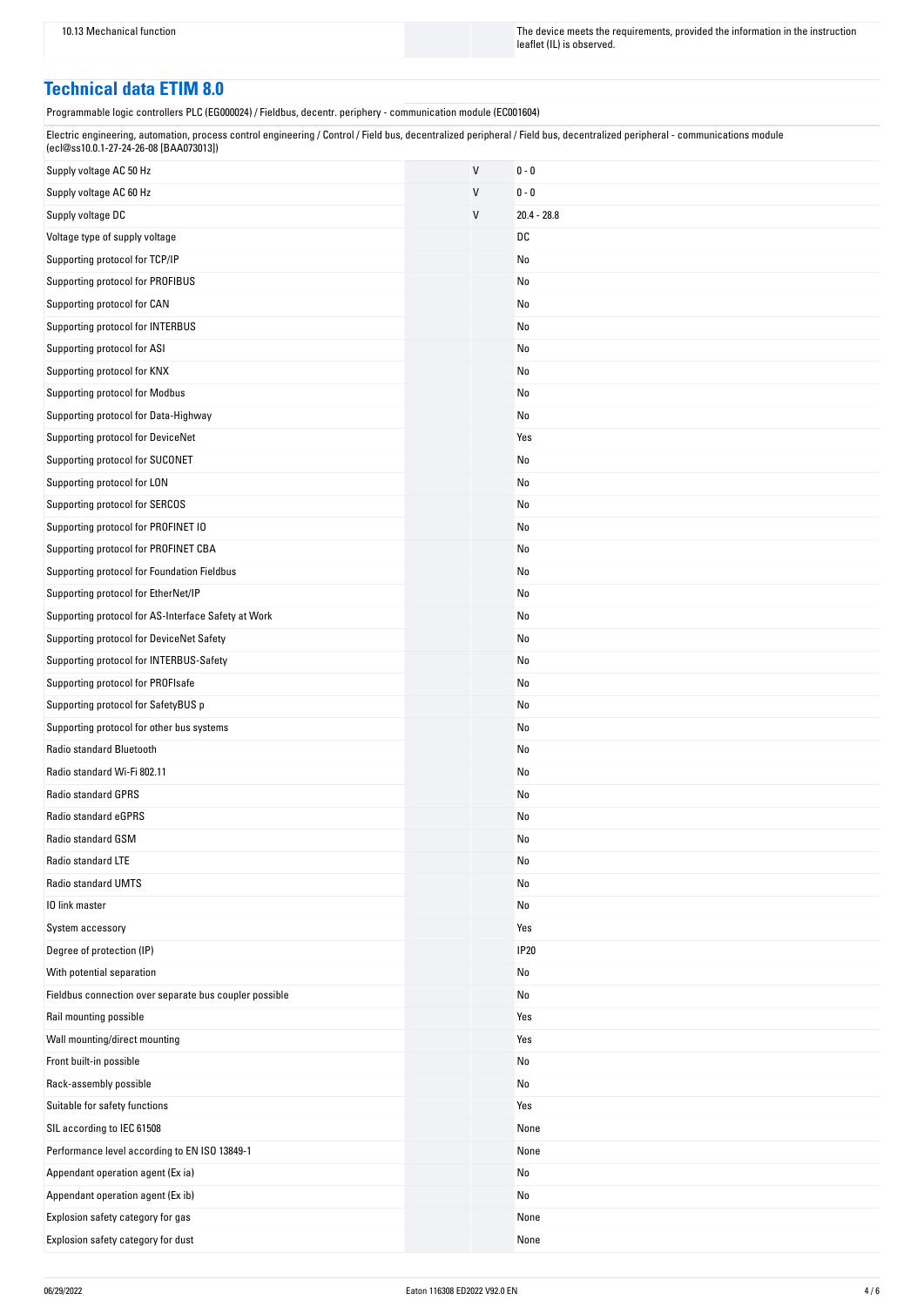| | | |
|---|---|---|
| 10.13 Mechanical function | | The device meets the requirements, provided the information in the instruction leaflet (IL) is observed. |

## Technical data ETIM 8.0

Programmable logic controllers PLC (EG000024) / Fieldbus, decentr. periphery - communication module (EC001604)

Electric engineering, automation, process control engineering / Control / Field bus, decentralized peripheral / Field bus, decentralized peripheral - communications module (ecl@ss10.0.1-27-24-26-08 [BAA073013])

| | | |
|---|---|---|
| Supply voltage AC 50 Hz | V | 0 - 0 |
| Supply voltage AC 60 Hz | V | 0 - 0 |
| Supply voltage DC | V | 20.4 - 28.8 |
| Voltage type of supply voltage | | DC |
| Supporting protocol for TCP/IP | | No |
| Supporting protocol for PROFIBUS | | No |
| Supporting protocol for CAN | | No |
| Supporting protocol for INTERBUS | | No |
| Supporting protocol for ASI | | No |
| Supporting protocol for KNX | | No |
| Supporting protocol for Modbus | | No |
| Supporting protocol for Data-Highway | | No |
| Supporting protocol for DeviceNet | | Yes |
| Supporting protocol for SUCONET | | No |
| Supporting protocol for LON | | No |
| Supporting protocol for SERCOS | | No |
| Supporting protocol for PROFINET IO | | No |
| Supporting protocol for PROFINET CBA | | No |
| Supporting protocol for Foundation Fieldbus | | No |
| Supporting protocol for EtherNet/IP | | No |
| Supporting protocol for AS-Interface Safety at Work | | No |
| Supporting protocol for DeviceNet Safety | | No |
| Supporting protocol for INTERBUS-Safety | | No |
| Supporting protocol for PROFIsafe | | No |
| Supporting protocol for SafetyBUS p | | No |
| Supporting protocol for other bus systems | | No |
| Radio standard Bluetooth | | No |
| Radio standard Wi-Fi 802.11 | | No |
| Radio standard GPRS | | No |
| Radio standard eGPRS | | No |
| Radio standard GSM | | No |
| Radio standard LTE | | No |
| Radio standard UMTS | | No |
| IO link master | | No |
| System accessory | | Yes |
| Degree of protection (IP) | | IP20 |
| With potential separation | | No |
| Fieldbus connection over separate bus coupler possible | | No |
| Rail mounting possible | | Yes |
| Wall mounting/direct mounting | | Yes |
| Front built-in possible | | No |
| Rack-assembly possible | | No |
| Suitable for safety functions | | Yes |
| SIL according to IEC 61508 | | None |
| Performance level according to EN ISO 13849-1 | | None |
| Appendant operation agent (Ex ia) | | No |
| Appendant operation agent (Ex ib) | | No |
| Explosion safety category for gas | | None |
| Explosion safety category for dust | | None |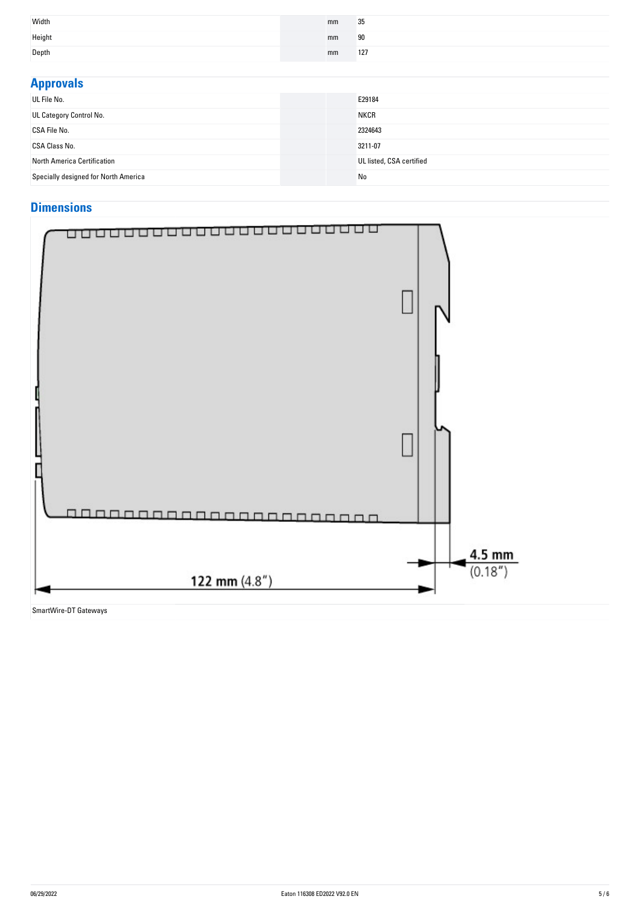| | | |
|---|---|---|
| Width | mm | 35 |
| Height | mm | 90 |
| Depth | mm | 127 |

## Approvals

| | | |
|---|---|---|
| UL File No. | | E29184 |
| UL Category Control No. | | NKCR |
| CSA File No. | | 2324643 |
| CSA Class No. | | 3211-07 |
| North America Certification | | UL listed, CSA certified |
| Specially designed for North America | | No |

## Dimensions

122 mm (4.8″)

4.5 mm (0.18″)

SmartWire-DT Gateways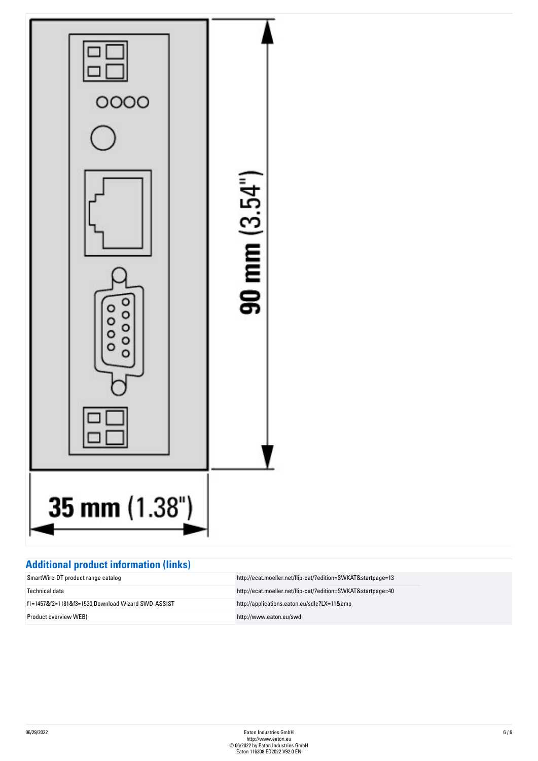90 mm (3.54")

35 mm (1.38")

## Additional product information (links)

| | |
|---|---|
| SmartWire-DT product range catalog | http://ecat.moeller.net/flip-cat/?edition=SWKAT&startpage=13 |
| Technical data | http://ecat.moeller.net/flip-cat/?edition=SWKAT&startpage=40 |
| f1=1457&f2=1181&f3=1530;Download Wizard SWD-ASSIST | http://applications.eaton.eu/sdlc?LX=11&amp |
| Product overview WEB) | http://www.eaton.eu/swd |